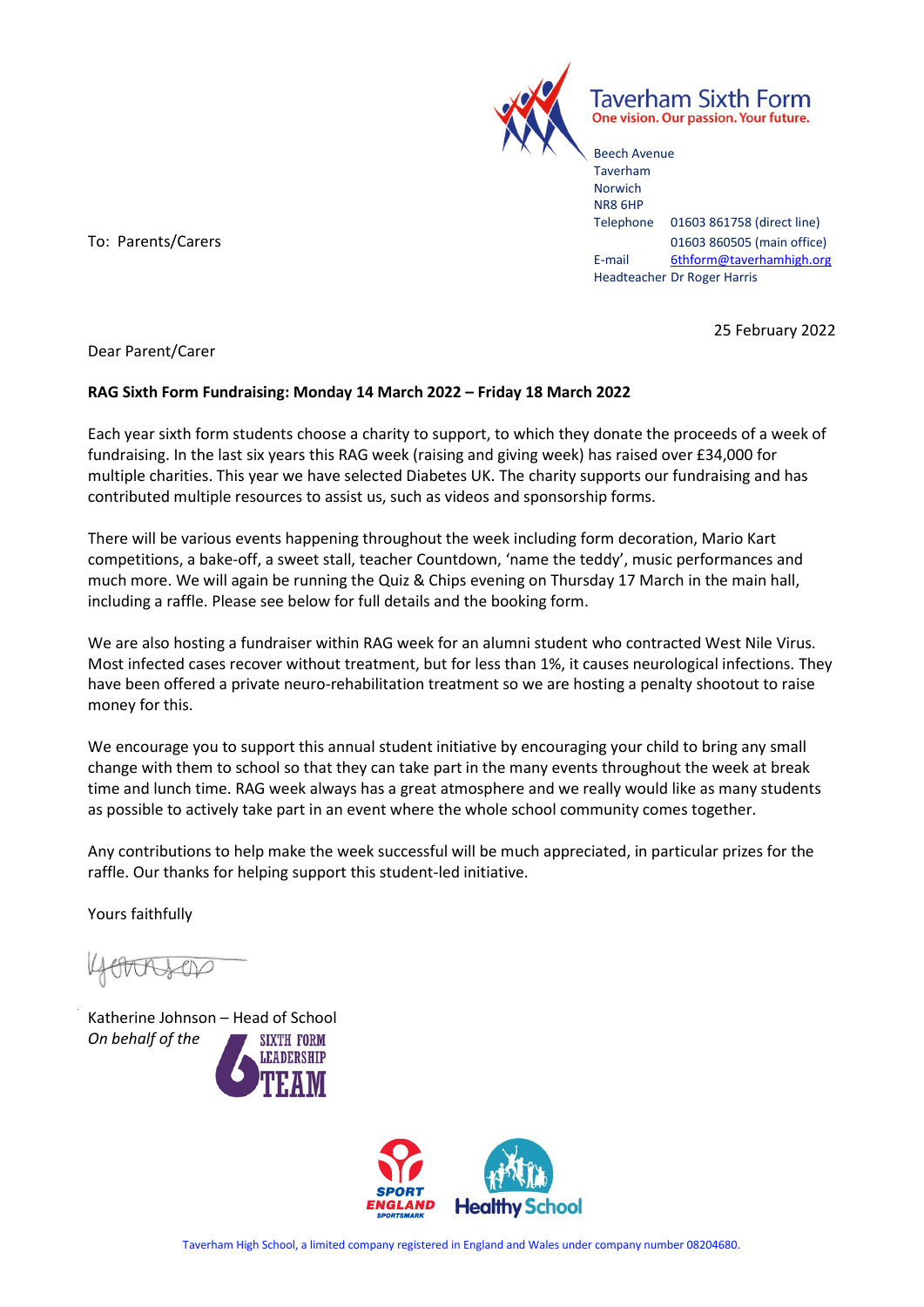Taverham Sixth Form
One vision. Our passion. Your future.

Beech Avenue
Taverham
Norwich
NR8 6HP
Telephone 01603 861758 (direct line)
01603 860505 (main office)
E-mail 6thform@taverhamhigh.org
Headteacher Dr Roger Harris

To: Parents/Carers

25 February 2022

Dear Parent/Carer

**RAG Sixth Form Fundraising: Monday 14 March 2022 – Friday 18 March 2022**

Each year sixth form students choose a charity to support, to which they donate the proceeds of a week of fundraising. In the last six years this RAG week (raising and giving week) has raised over £34,000 for multiple charities. This year we have selected Diabetes UK. The charity supports our fundraising and has contributed multiple resources to assist us, such as videos and sponsorship forms.

There will be various events happening throughout the week including form decoration, Mario Kart competitions, a bake-off, a sweet stall, teacher Countdown, 'name the teddy', music performances and much more. We will again be running the Quiz & Chips evening on Thursday 17 March in the main hall, including a raffle. Please see below for full details and the booking form.

We are also hosting a fundraiser within RAG week for an alumni student who contracted West Nile Virus. Most infected cases recover without treatment, but for less than 1%, it causes neurological infections. They have been offered a private neuro-rehabilitation treatment so we are hosting a penalty shootout to raise money for this.

We encourage you to support this annual student initiative by encouraging your child to bring any small change with them to school so that they can take part in the many events throughout the week at break time and lunch time. RAG week always has a great atmosphere and we really would like as many students as possible to actively take part in an event where the whole school community comes together.

Any contributions to help make the week successful will be much appreciated, in particular prizes for the raffle. Our thanks for helping support this student-led initiative.

Yours faithfully

Katherine Johnson – Head of School
*On behalf of the* Sixth Form Leadership Team

Taverham High School, a limited company registered in England and Wales under company number 08204680.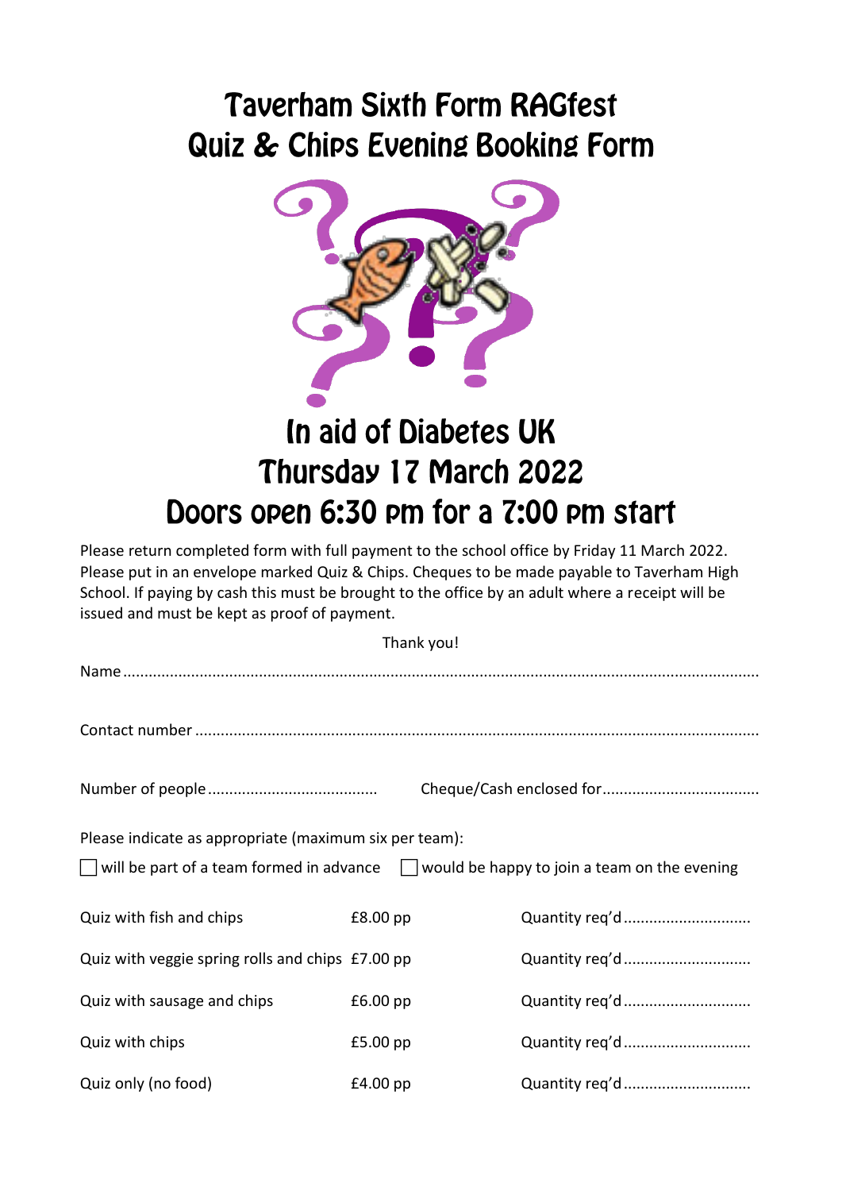# Taverham Sixth Form RAGfest
# Quiz & Chips Evening Booking Form

## In aid of Diabetes UK
## Thursday 17 March 2022
## Doors open 6:30 pm for a 7:00 pm start

Please return completed form with full payment to the school office by Friday 11 March 2022. Please put in an envelope marked Quiz & Chips. Cheques to be made payable to Taverham High School. If paying by cash this must be brought to the office by an adult where a receipt will be issued and must be kept as proof of payment.

Thank you!

Name ....................................................................................................................................

Contact number ....................................................................................................................

Number of people ....................................... Cheque/Cash enclosed for ....................................

Please indicate as appropriate (maximum six per team):

☐ will be part of a team formed in advance ☐ would be happy to join a team on the evening

| | | |
|---|---|---|
| Quiz with fish and chips | £8.00 pp | Quantity req'd ............................. |
| Quiz with veggie spring rolls and chips | £7.00 pp | Quantity req'd ............................. |
| Quiz with sausage and chips | £6.00 pp | Quantity req'd ............................. |
| Quiz with chips | £5.00 pp | Quantity req'd ............................. |
| Quiz only (no food) | £4.00 pp | Quantity req'd ............................. |